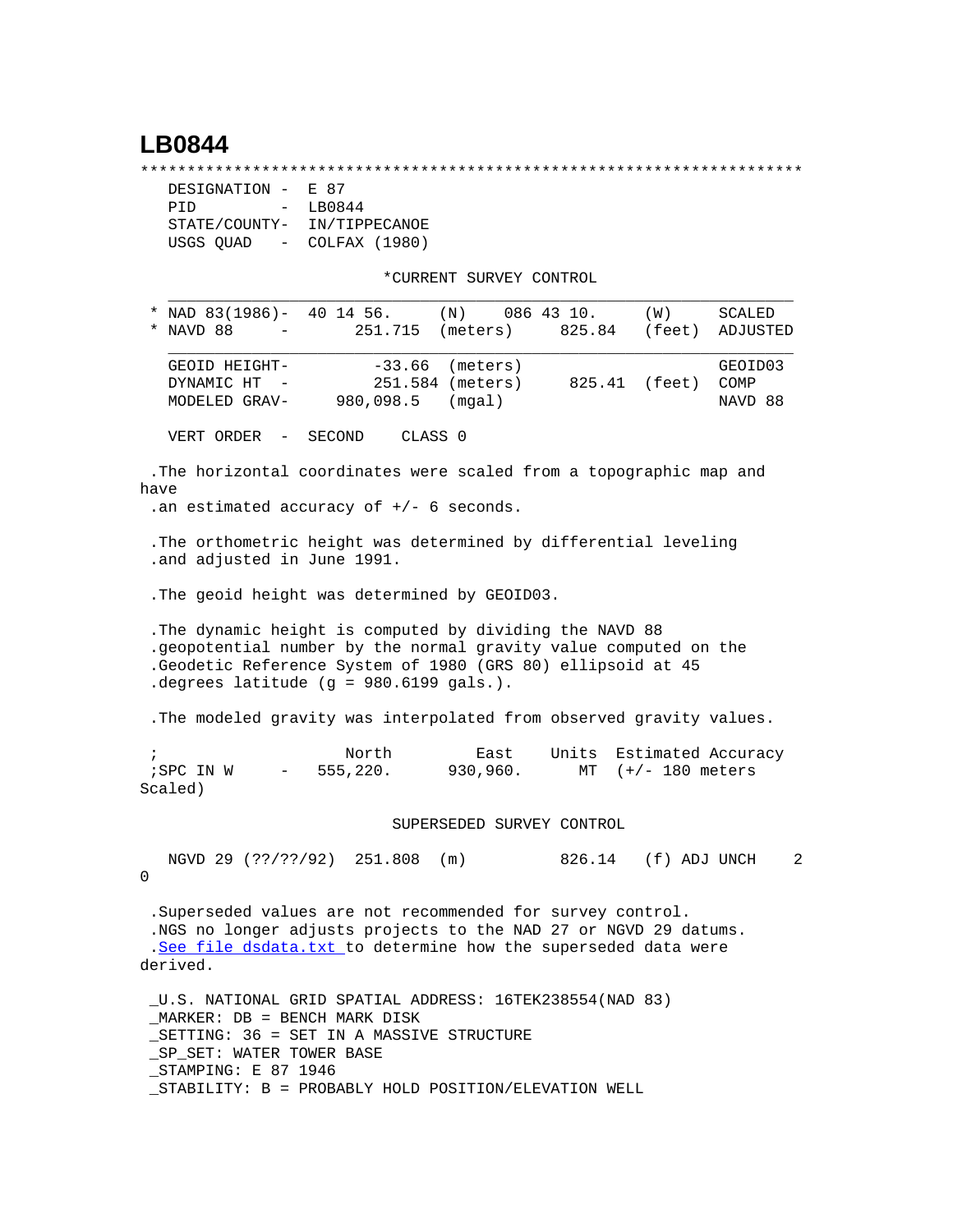# LB0844

```
***********************************************************************
  DESIGNATION -  E 87
  PID         -  LB0844
  STATE/COUNTY-  IN/TIPPECANOE
  USGS QUAD   -  COLFAX (1980)

                         *CURRENT SURVEY CONTROL
  ___________________________________________________________________
* NAD 83(1986)-  40 14 56.     (N)    086 43 10.     (W)     SCALED
* NAVD 88     -       251.715  (meters)     825.84   (feet)  ADJUSTED
  ___________________________________________________________________
  GEOID HEIGHT-        -33.66  (meters)                      GEOID03
  DYNAMIC HT  -        251.584 (meters)     825.41  (feet)   COMP
  MODELED GRAV-     980,098.5  (mgal)                        NAVD 88

  VERT ORDER  -  SECOND     CLASS 0

.The horizontal coordinates were scaled from a topographic map and
have
.an estimated accuracy of +/- 6 seconds.

.The orthometric height was determined by differential leveling
.and adjusted in June 1991.

.The geoid height was determined by GEOID03.

.The dynamic height is computed by dividing the NAVD 88
.geopotential number by the normal gravity value computed on the
.Geodetic Reference System of 1980 (GRS 80) ellipsoid at 45
.degrees latitude (g = 980.6199 gals.).

.The modeled gravity was interpolated from observed gravity values.

;                    North         East     Units  Estimated Accuracy
;SPC IN W     -    555,220.      930,960.     MT  (+/- 180 meters
Scaled)

                         SUPERSEDED SURVEY CONTROL

  NGVD 29 (??/??/92)  251.808  (m)          826.14   (f) ADJ UNCH     2
0

.Superseded values are not recommended for survey control.
.NGS no longer adjusts projects to the NAD 27 or NGVD 29 datums.
.See file dsdata.txt to determine how the superseded data were
derived.

_U.S. NATIONAL GRID SPATIAL ADDRESS: 16TEK238554(NAD 83)
_MARKER: DB = BENCH MARK DISK
_SETTING: 36 = SET IN A MASSIVE STRUCTURE
_SP_SET: WATER TOWER BASE
_STAMPING: E 87 1946
_STABILITY: B = PROBABLY HOLD POSITION/ELEVATION WELL
```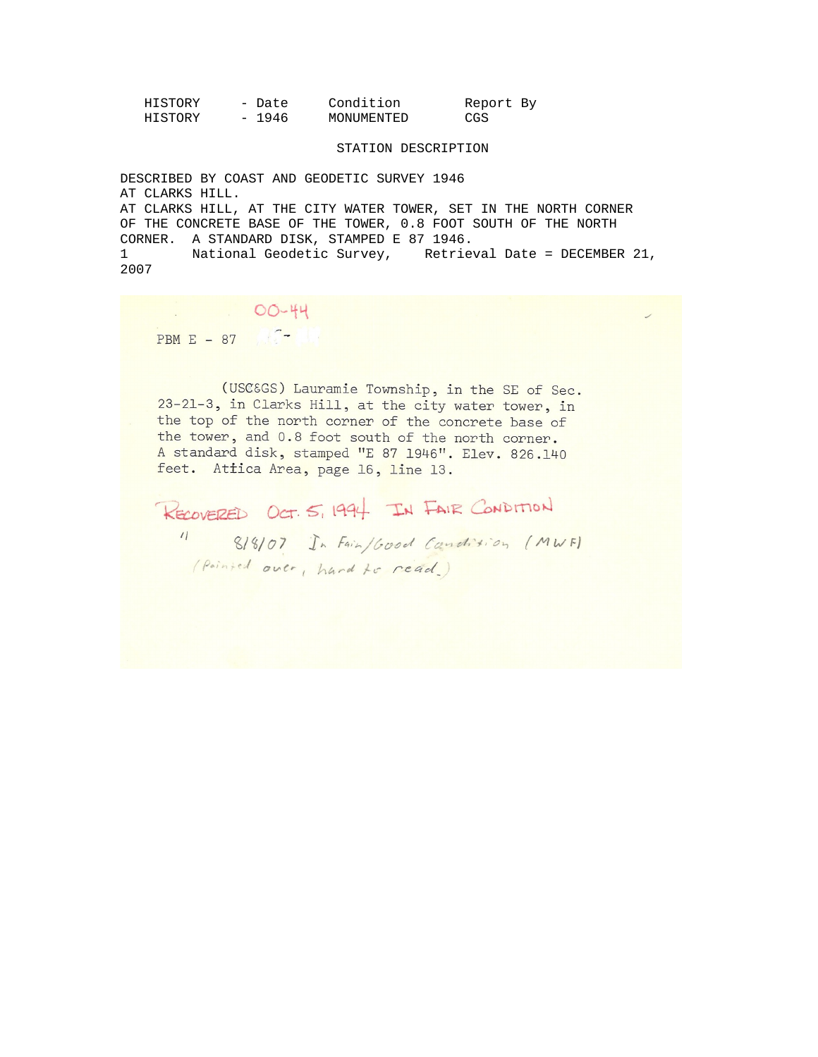| | | | |
|---|---|---|---|
| HISTORY | - Date | Condition | Report By |
| HISTORY | - 1946 | MONUMENTED | CGS |

STATION DESCRIPTION

DESCRIBED BY COAST AND GEODETIC SURVEY 1946
AT CLARKS HILL.
AT CLARKS HILL, AT THE CITY WATER TOWER, SET IN THE NORTH CORNER
OF THE CONCRETE BASE OF THE TOWER, 0.8 FOOT SOUTH OF THE NORTH
CORNER. A STANDARD DISK, STAMPED E 87 1946.
1 National Geodetic Survey, Retrieval Date = DECEMBER 21, 2007

00-44

PBM E - 87

(USC&GS) Lauramie Township, in the SE of Sec. 23-21-3, in Clarks Hill, at the city water tower, in the top of the north corner of the concrete base of the tower, and 0.8 foot south of the north corner. A standard disk, stamped "E 87 1946". Elev. 826.140 feet. Attica Area, page 16, line 13.

RECOVERED OCT. 5, 1994 IN FAIR CONDITION

" 8/8/07 In Fair/Good Condition (MWF)
(Painted over, hard to read)